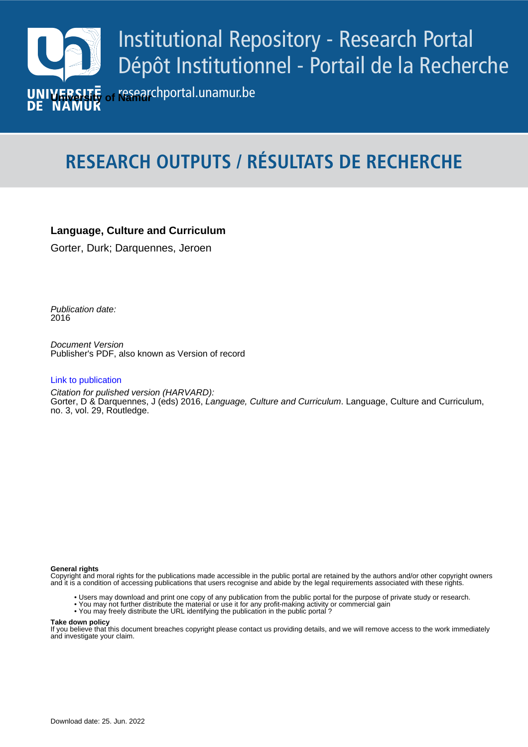# Institutional Repository - Research Portal
# Dépôt Institutionnel - Portail de la Recherche

researchportal.unamur.be

University of Namur

## RESEARCH OUTPUTS / RÉSULTATS DE RECHERCHE

**Language, Culture and Curriculum**

Gorter, Durk; Darquennes, Jeroen

*Publication date:*
2016

*Document Version*
Publisher's PDF, also known as Version of record

Link to publication

*Citation for pulished version (HARVARD):*
Gorter, D & Darquennes, J (eds) 2016, *Language, Culture and Curriculum*. Language, Culture and Curriculum, no. 3, vol. 29, Routledge.

**General rights**
Copyright and moral rights for the publications made accessible in the public portal are retained by the authors and/or other copyright owners and it is a condition of accessing publications that users recognise and abide by the legal requirements associated with these rights.

- Users may download and print one copy of any publication from the public portal for the purpose of private study or research.
- You may not further distribute the material or use it for any profit-making activity or commercial gain
- You may freely distribute the URL identifying the publication in the public portal ?

**Take down policy**
If you believe that this document breaches copyright please contact us providing details, and we will remove access to the work immediately and investigate your claim.

Download date: 25. Jun. 2022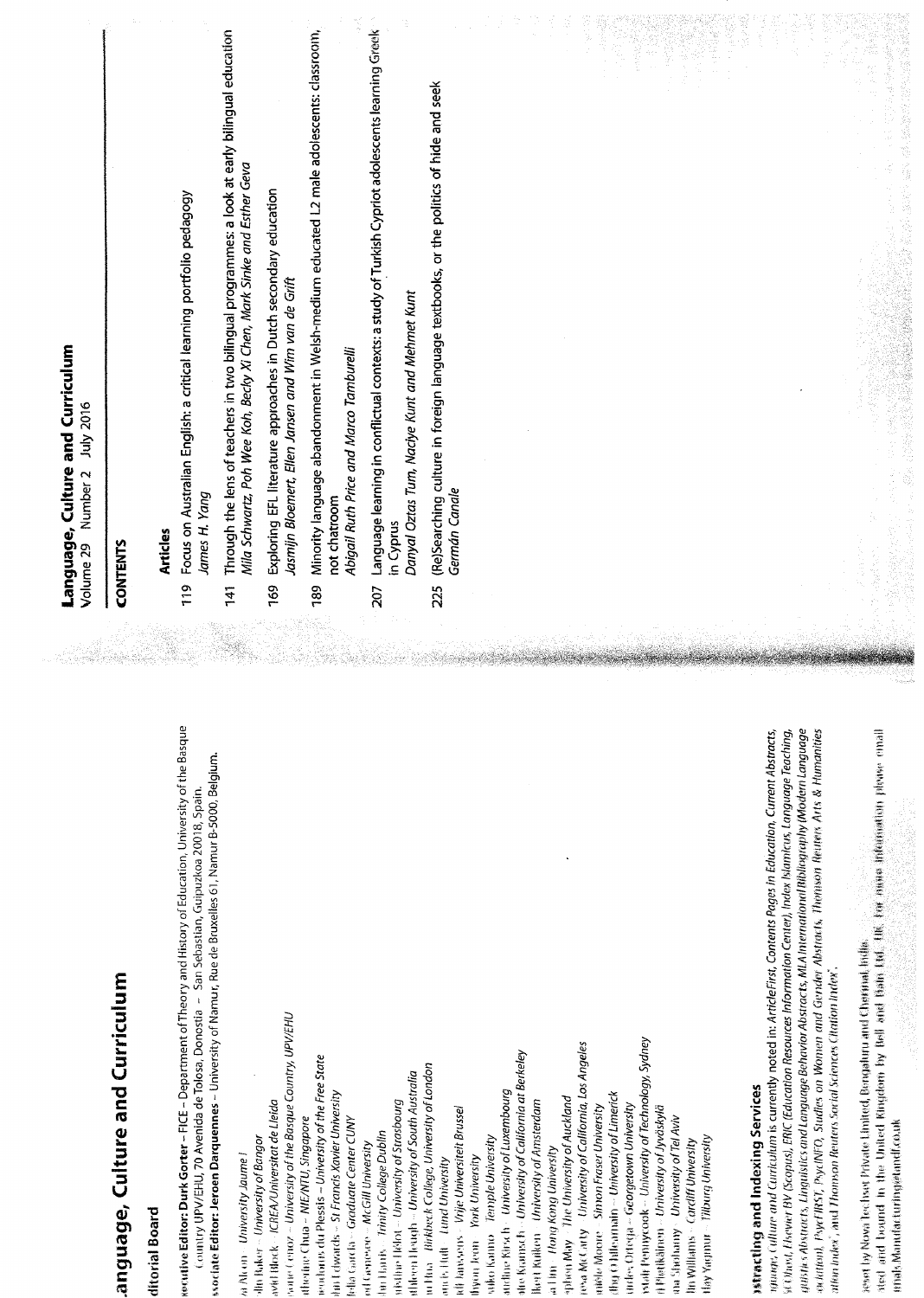# Language, Culture and Curriculum

## Editorial Board

**Executive Editor: Durk Gorter** – FICE – Department of Theory and History of Education, University of the Basque Country UPV/EHU, 70 Avenida de Tolosa, Donostia – San Sebastian, Guipuzkoa 20018, Spain.
**Associate Editor: Jeroen Darquennes** – University of Namur, Rue de Bruxelles 61, Namur B-5000, Belgium.

a Alcon – University Jaume I
olin Baker – University of Bangor
avid Block – ICREA/Universitat de Lleida
asone Cenoz – University of the Basque Country, UPV/EHU
atherine Chua – NIE/NTU, Singapore
eodorus du Plessis – University of the Free State
hn Edwards – St Francis Xavier University
fella Garcia – Graduate Center CUNY
ed Genesee – McGill University
hn Harris – Trinity College Dublin
hristine Hélot – University of Strasbourg
athleen Heugh – University of South Australia
n Hu – Birkbeck College, University of London
ance Hult – Lund University
rd Jaspers – Vrije Universiteit Brussel
ihyon Jeon – York University
uko Kanno – Temple University
audine Kirsch – University of Luxembourg
aire Kramsch – University of California at Berkeley
lbert Kuiken – University of Amsterdam
a Lin – Hong Kong University
ephen May – The University of Auckland
resa McCarty – University of California, Los Angeles
anielle Moore – Simon Fraser University
ilig Ó Laoire – University of Limerick
urdes Ortega – Georgetown University
stair Pennycook – University of Technology, Sydney
i Pietikäinen – University of Jyväskylä
ana Shohamy – University of Tel Aviv
lin Williams – Cardiff University
ay Yagmur – Tilburg University

## Abstracting and Indexing Services

Language, Culture and Curriculum is currently noted in: *ArticleFirst, Contents Pages in Education, Current Abstracts, Elsevier BV (Scopus), ERIC (Education Resources Information Center), Index Islamicus, Language Teaching, Linguistics Abstracts, Linguistics and Language Behavior Abstracts, MLA International Bibliography (Modern Language Association), PsycFIRST, PsycINFO, Studies on Women and Gender Abstracts, Thomson Reuters Arts & Humanities Citation Index*, and *Thomson Reuters Social Sciences Citation Index*.

Typeset by Nova Techset Private Limited, Bengaluru and Chennai, India.
Printed and bound in the United Kingdom by Bell and Bain Ltd., UK. For more information please email details.Manufacturing@tandf.co.uk

# Language, Culture and Curriculum

Volume 29 Number 2 July 2016

## CONTENTS

### Articles

119 Focus on Australian English: a critical learning portfolio pedagogy
*James H. Yang*

141 Through the lens of teachers in two bilingual programmes: a look at early bilingual education
*Mila Schwartz, Poh Wee Koh, Becky Xi Chen, Mark Sinke and Esther Geva*

169 Exploring EFL literature approaches in Dutch secondary education
*Jasmijn Bloemert, Ellen Jansen and Wim van de Grift*

189 Minority language abandonment in Welsh-medium educated L2 male adolescents: classroom, not chatroom
*Abigail Ruth Price and Marco Tamburelli*

207 Language learning in conflictual contexts: a study of Turkish Cypriot adolescents learning Greek in Cyprus
*Danyal Oztas Turn, Naciye Kunt and Mehmet Kunt*

225 (Re)Searching culture in foreign language textbooks, or the politics of hide and seek
*Germán Canale*